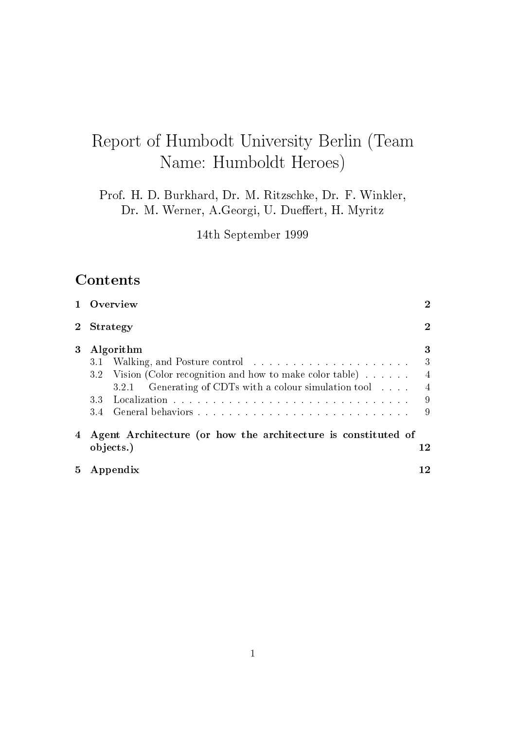# Report of Humbodt University Berlin (Team Name: Humboldt Heroes)

Prof. H. D. Burkhard, Dr. M. Ritzschke, Dr. F. Winkler, Dr. M. Werner, A.Georgi, U. Dueffert, H. Myritz

14th September 1999

## Contents

- **1 Overview** — **2**
- **2 Strategy** — **2**
- **3 Algorithm** — **3**
  - 3.1 Walking, and Posture control — 3
  - 3.2 Vision (Color recognition and how to make color table) — 4
    - 3.2.1 Generating of CDTs with a colour simulation tool — 4
  - 3.3 Localization — 9
  - 3.4 General behaviors — 9
- **4 Agent Architecture (or how the architecture is constituted of objects.)** — **12**
- **5 Appendix** — **12**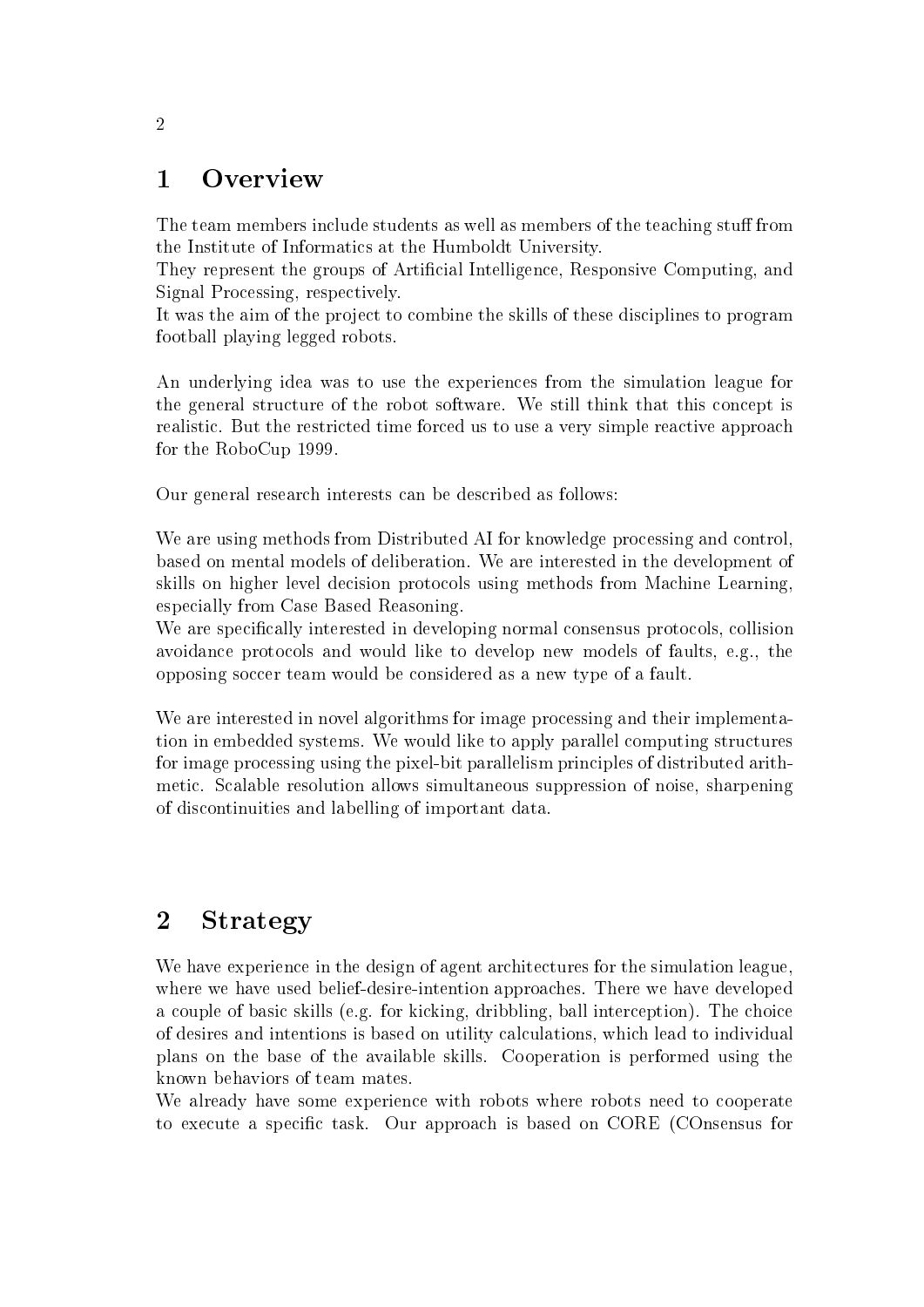# 1 Overview

The team members include students as well as members of the teaching stuff from the Institute of Informatics at the Humboldt University.
They represent the groups of Artificial Intelligence, Responsive Computing, and Signal Processing, respectively.
It was the aim of the project to combine the skills of these disciplines to program football playing legged robots.

An underlying idea was to use the experiences from the simulation league for the general structure of the robot software. We still think that this concept is realistic. But the restricted time forced us to use a very simple reactive approach for the RoboCup 1999.

Our general research interests can be described as follows:

We are using methods from Distributed AI for knowledge processing and control, based on mental models of deliberation. We are interested in the development of skills on higher level decision protocols using methods from Machine Learning, especially from Case Based Reasoning.
We are specifically interested in developing normal consensus protocols, collision avoidance protocols and would like to develop new models of faults, e.g., the opposing soccer team would be considered as a new type of a fault.

We are interested in novel algorithms for image processing and their implementation in embedded systems. We would like to apply parallel computing structures for image processing using the pixel-bit parallelism principles of distributed arithmetic. Scalable resolution allows simultaneous suppression of noise, sharpening of discontinuities and labelling of important data.

# 2 Strategy

We have experience in the design of agent architectures for the simulation league, where we have used belief-desire-intention approaches. There we have developed a couple of basic skills (e.g. for kicking, dribbling, ball interception). The choice of desires and intentions is based on utility calculations, which lead to individual plans on the base of the available skills. Cooperation is performed using the known behaviors of team mates.
We already have some experience with robots where robots need to cooperate to execute a specific task. Our approach is based on CORE (COnsensus for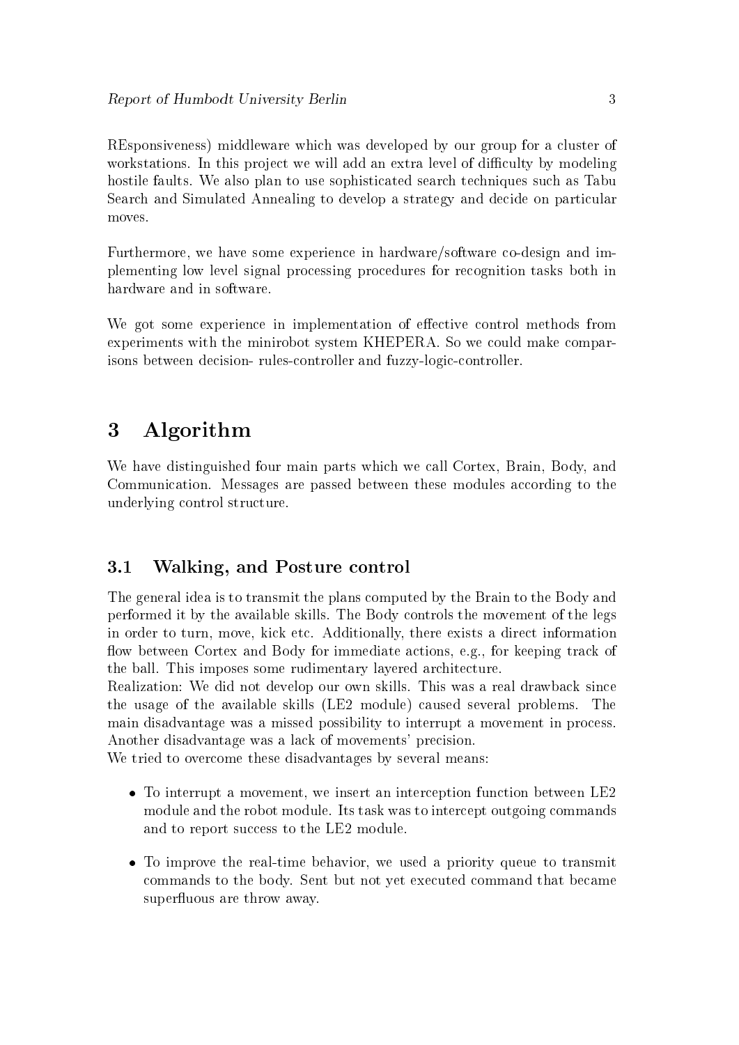REsponsiveness) middleware which was developed by our group for a cluster of workstations. In this project we will add an extra level of difficulty by modeling hostile faults. We also plan to use sophisticated search techniques such as Tabu Search and Simulated Annealing to develop a strategy and decide on particular moves.

Furthermore, we have some experience in hardware/software co-design and implementing low level signal processing procedures for recognition tasks both in hardware and in software.

We got some experience in implementation of effective control methods from experiments with the minirobot system KHEPERA. So we could make comparisons between decision- rules-controller and fuzzy-logic-controller.

# 3 Algorithm

We have distinguished four main parts which we call Cortex, Brain, Body, and Communication. Messages are passed between these modules according to the underlying control structure.

## 3.1 Walking, and Posture control

The general idea is to transmit the plans computed by the Brain to the Body and performed it by the available skills. The Body controls the movement of the legs in order to turn, move, kick etc. Additionally, there exists a direct information flow between Cortex and Body for immediate actions, e.g., for keeping track of the ball. This imposes some rudimentary layered architecture.

Realization: We did not develop our own skills. This was a real drawback since the usage of the available skills (LE2 module) caused several problems. The main disadvantage was a missed possibility to interrupt a movement in process. Another disadvantage was a lack of movements' precision.

We tried to overcome these disadvantages by several means:

- To interrupt a movement, we insert an interception function between LE2 module and the robot module. Its task was to intercept outgoing commands and to report success to the LE2 module.
- To improve the real-time behavior, we used a priority queue to transmit commands to the body. Sent but not yet executed command that became superfluous are throw away.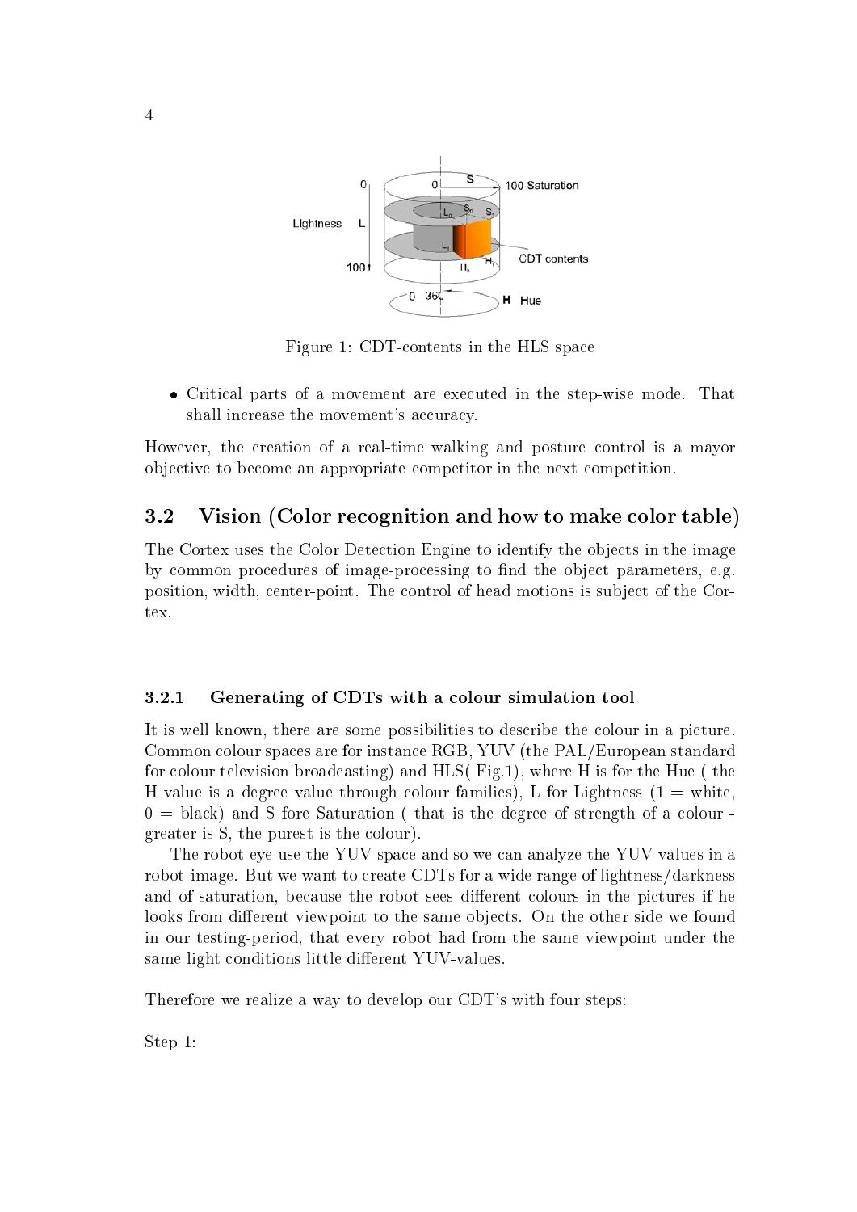Figure 1: CDT-contents in the HLS space

- Critical parts of a movement are executed in the step-wise mode. That shall increase the movement's accuracy.

However, the creation of a real-time walking and posture control is a mayor objective to become an appropriate competitor in the next competition.

## 3.2 Vision (Color recognition and how to make color table)

The Cortex uses the Color Detection Engine to identify the objects in the image by common procedures of image-processing to find the object parameters, e.g. position, width, center-point. The control of head motions is subject of the Cortex.

### 3.2.1 Generating of CDTs with a colour simulation tool

It is well known, there are some possibilities to describe the colour in a picture. Common colour spaces are for instance RGB, YUV (the PAL/European standard for colour television broadcasting) and HLS( Fig.1), where H is for the Hue ( the H value is a degree value through colour families), L for Lightness (1 = white, 0 = black) and S fore Saturation ( that is the degree of strength of a colour - greater is S, the purest is the colour).

The robot-eye use the YUV space and so we can analyze the YUV-values in a robot-image. But we want to create CDTs for a wide range of lightness/darkness and of saturation, because the robot sees different colours in the pictures if he looks from different viewpoint to the same objects. On the other side we found in our testing-period, that every robot had from the same viewpoint under the same light conditions little different YUV-values.

Therefore we realize a way to develop our CDT's with four steps:

Step 1: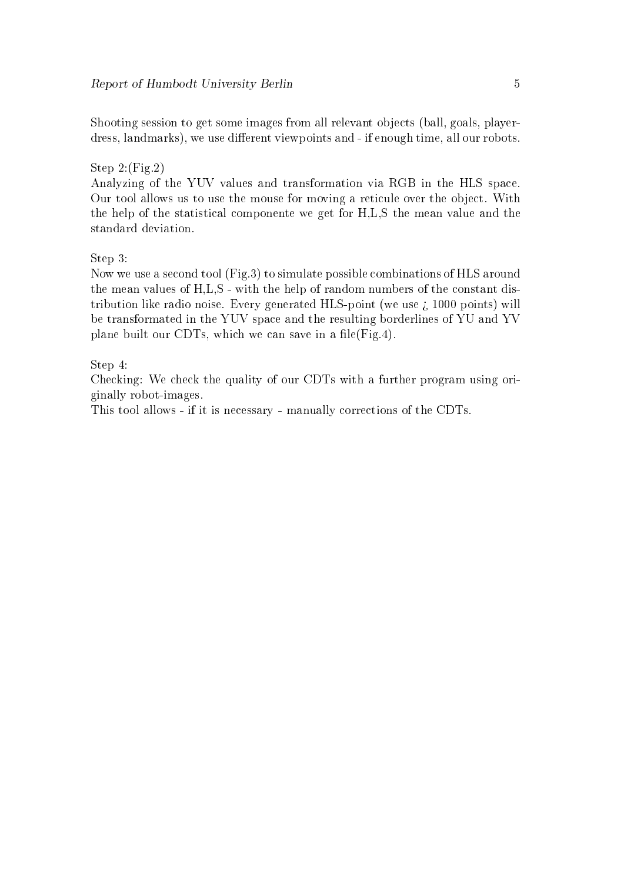Shooting session to get some images from all relevant objects (ball, goals, player-dress, landmarks), we use different viewpoints and - if enough time, all our robots.

Step 2:(Fig.2)
Analyzing of the YUV values and transformation via RGB in the HLS space. Our tool allows us to use the mouse for moving a reticule over the object. With the help of the statistical componente we get for H,L,S the mean value and the standard deviation.

Step 3:
Now we use a second tool (Fig.3) to simulate possible combinations of HLS around the mean values of H,L,S - with the help of random numbers of the constant distribution like radio noise. Every generated HLS-point (we use ¿ 1000 points) will be transformated in the YUV space and the resulting borderlines of YU and YV plane built our CDTs, which we can save in a file(Fig.4).

Step 4:
Checking: We check the quality of our CDTs with a further program using originally robot-images.
This tool allows - if it is necessary - manually corrections of the CDTs.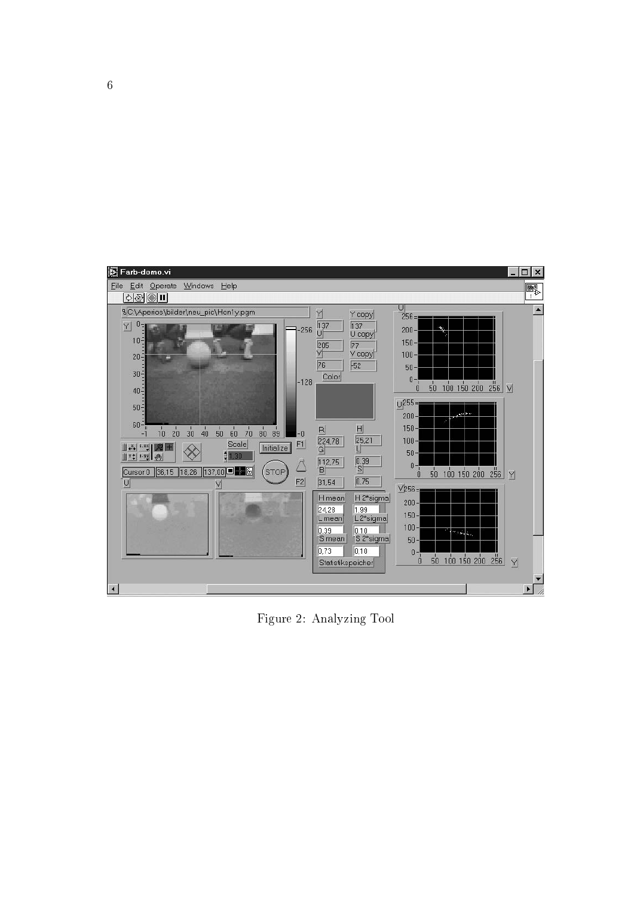Figure 2: Analyzing Tool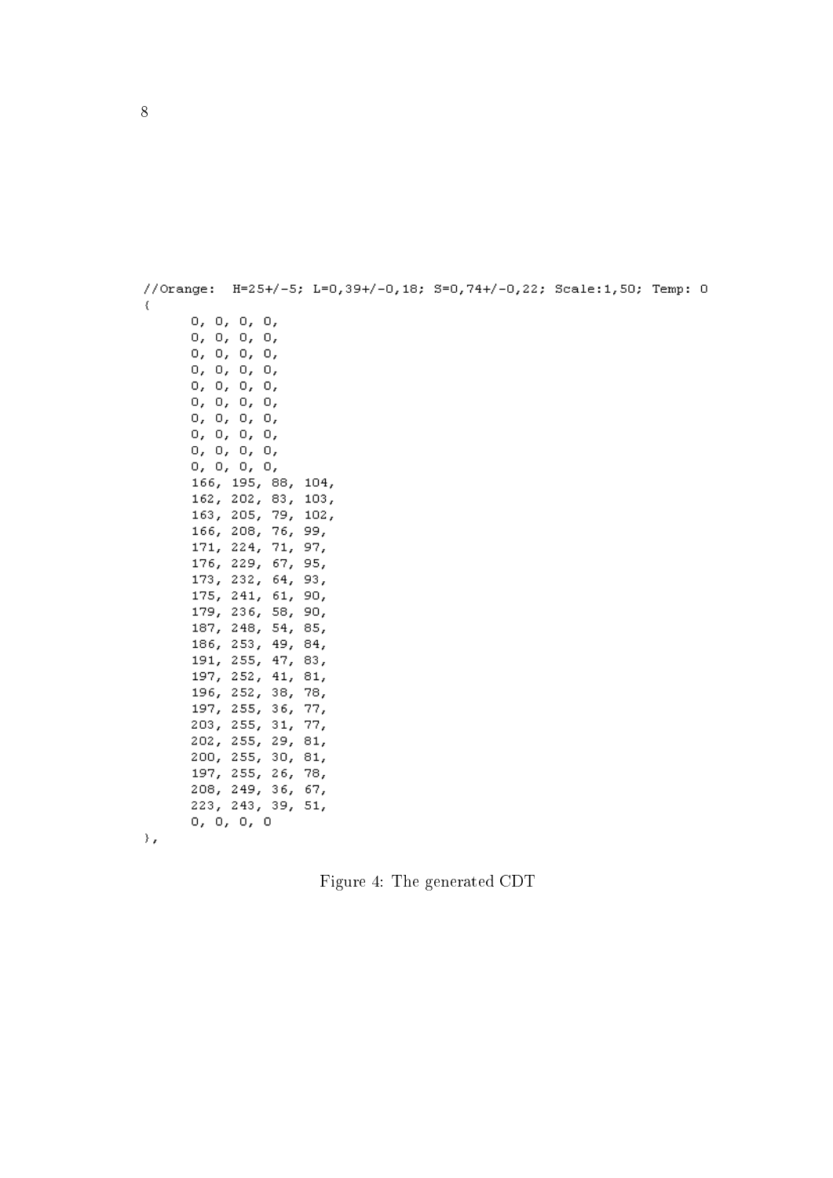```
//Orange:  H=25+/-5; L=0,39+/-0,18; S=0,74+/-0,22; Scale:1,50; Temp: 0
{
      0, 0, 0, 0,
      0, 0, 0, 0,
      0, 0, 0, 0,
      0, 0, 0, 0,
      0, 0, 0, 0,
      0, 0, 0, 0,
      0, 0, 0, 0,
      0, 0, 0, 0,
      0, 0, 0, 0,
      0, 0, 0, 0,
      166, 195, 88, 104,
      162, 202, 83, 103,
      163, 205, 79, 102,
      166, 208, 76, 99,
      171, 224, 71, 97,
      176, 229, 67, 95,
      173, 232, 64, 93,
      175, 241, 61, 90,
      179, 236, 58, 90,
      187, 248, 54, 85,
      186, 253, 49, 84,
      191, 255, 47, 83,
      197, 252, 41, 81,
      196, 252, 38, 78,
      197, 255, 36, 77,
      203, 255, 31, 77,
      202, 255, 29, 81,
      200, 255, 30, 81,
      197, 255, 26, 78,
      208, 249, 36, 67,
      223, 243, 39, 51,
      0, 0, 0, 0
},
```

Figure 4: The generated CDT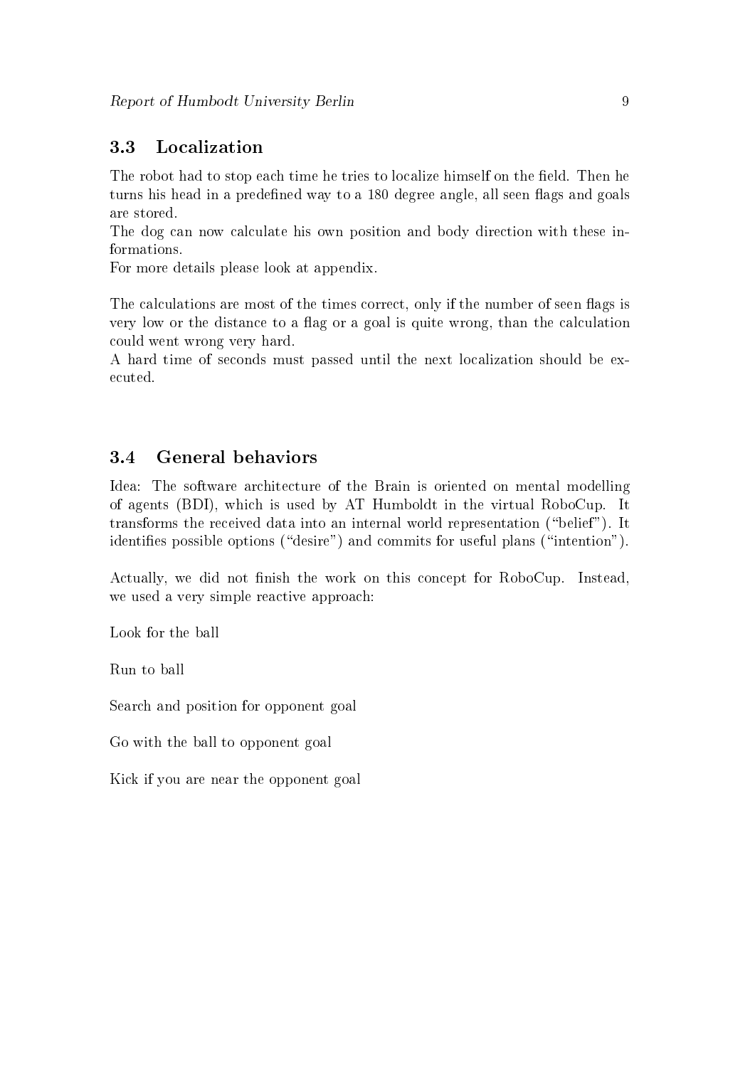## 3.3 Localization

The robot had to stop each time he tries to localize himself on the field. Then he turns his head in a predefined way to a 180 degree angle, all seen flags and goals are stored.
The dog can now calculate his own position and body direction with these informations.
For more details please look at appendix.

The calculations are most of the times correct, only if the number of seen flags is very low or the distance to a flag or a goal is quite wrong, than the calculation could went wrong very hard.
A hard time of seconds must passed until the next localization should be executed.

## 3.4 General behaviors

Idea: The software architecture of the Brain is oriented on mental modelling of agents (BDI), which is used by AT Humboldt in the virtual RoboCup. It transforms the received data into an internal world representation ("belief"). It identifies possible options ("desire") and commits for useful plans ("intention").

Actually, we did not finish the work on this concept for RoboCup. Instead, we used a very simple reactive approach:

Look for the ball

Run to ball

Search and position for opponent goal

Go with the ball to opponent goal

Kick if you are near the opponent goal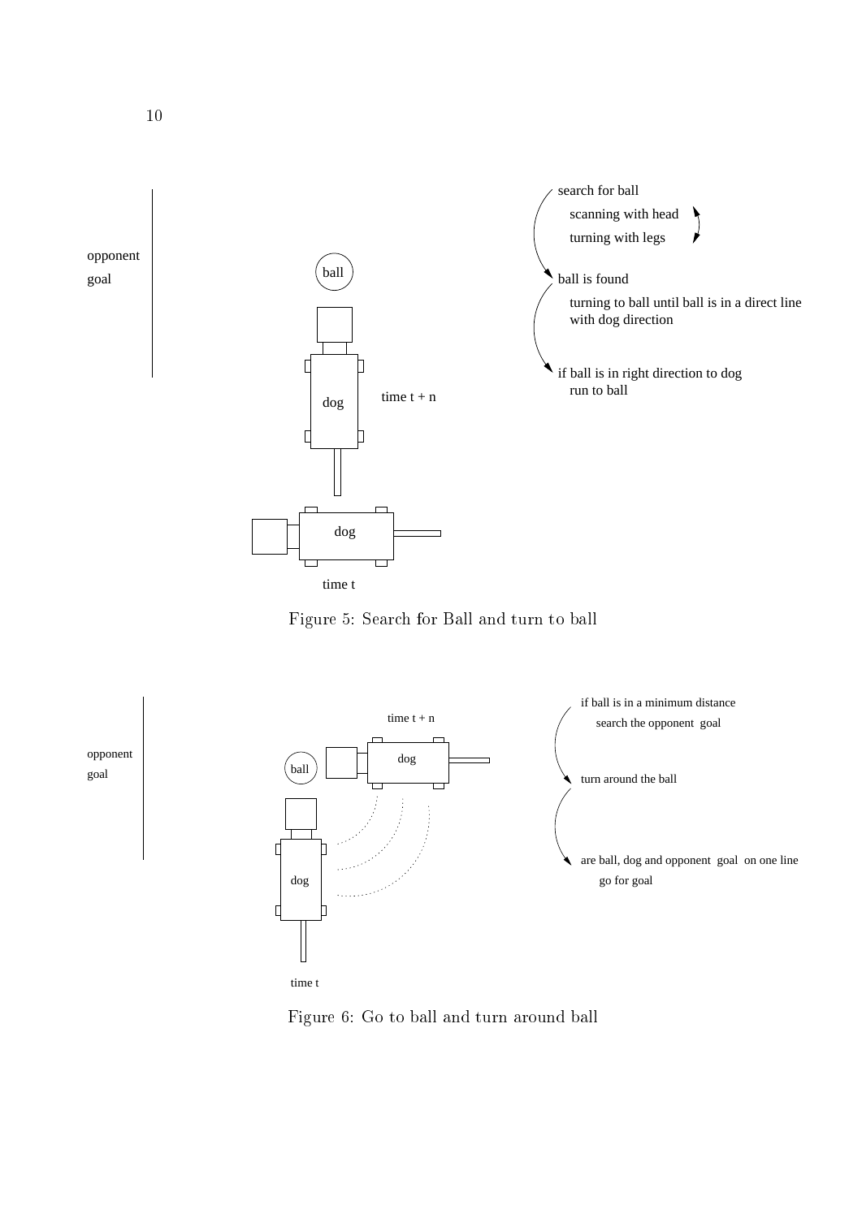search for ball

scanning with head

turning with legs

ball is found

turning to ball until ball is in a direct line with dog direction

if ball is in right direction to dog run to ball

opponent goal

ball

dog

time t + n

dog

time t

Figure 5: Search for Ball and turn to ball

if ball is in a minimum distance search the opponent goal

turn around the ball

are ball, dog and opponent goal on one line go for goal

opponent goal

time t + n

ball

dog

dog

time t

Figure 6: Go to ball and turn around ball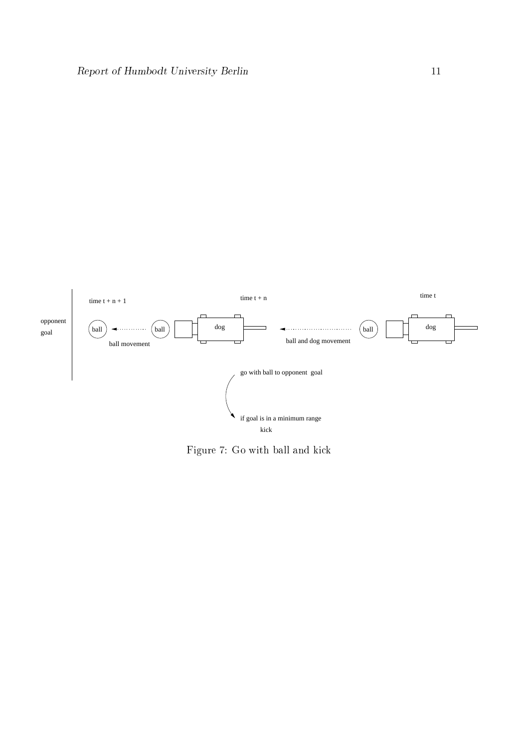Figure 7: Go with ball and kick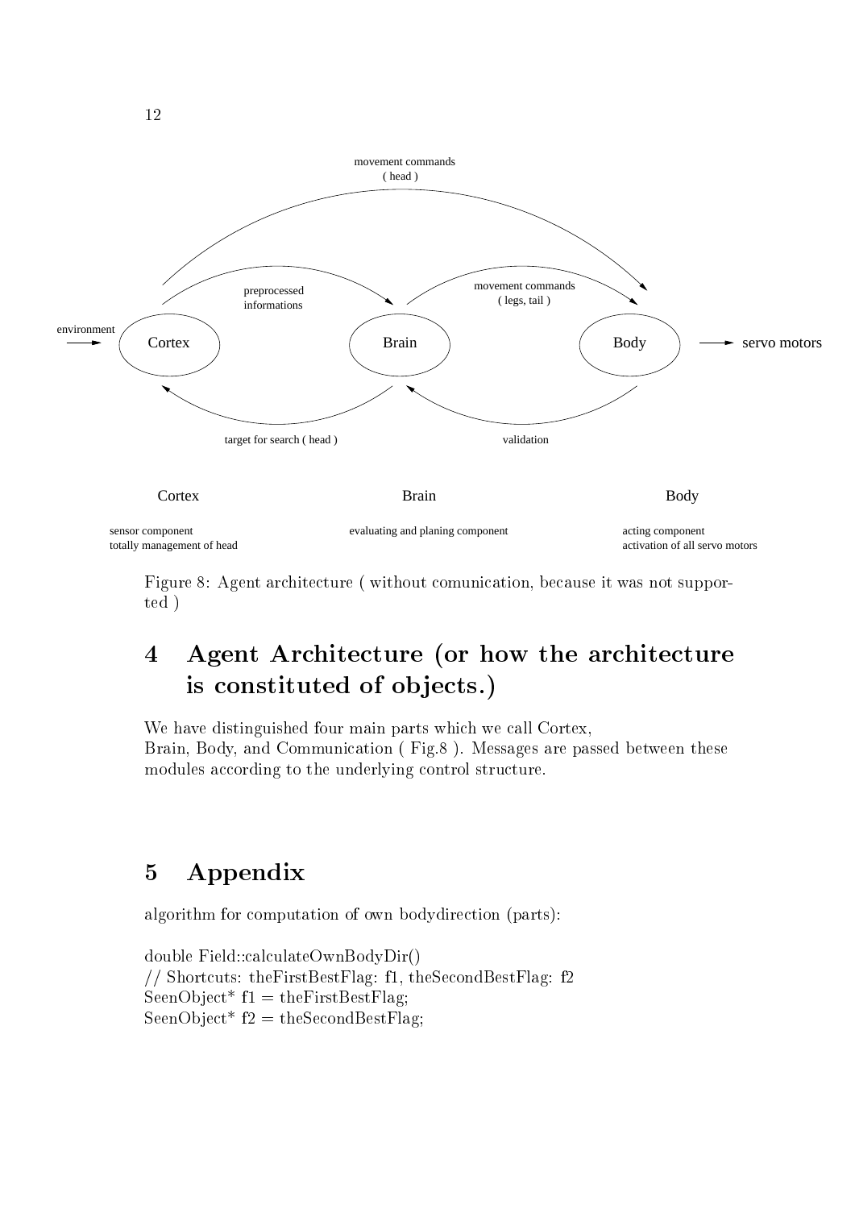Figure 8: Agent architecture ( without comunication, because it was not supported )

# 4 Agent Architecture (or how the architecture is constituted of objects.)

We have distinguished four main parts which we call Cortex, Brain, Body, and Communication ( Fig.8 ). Messages are passed between these modules according to the underlying control structure.

# 5 Appendix

algorithm for computation of own bodydirection (parts):

```
double Field::calculateOwnBodyDir()
// Shortcuts: theFirstBestFlag: f1, theSecondBestFlag: f2
SeenObject* f1 = theFirstBestFlag;
SeenObject* f2 = theSecondBestFlag;
```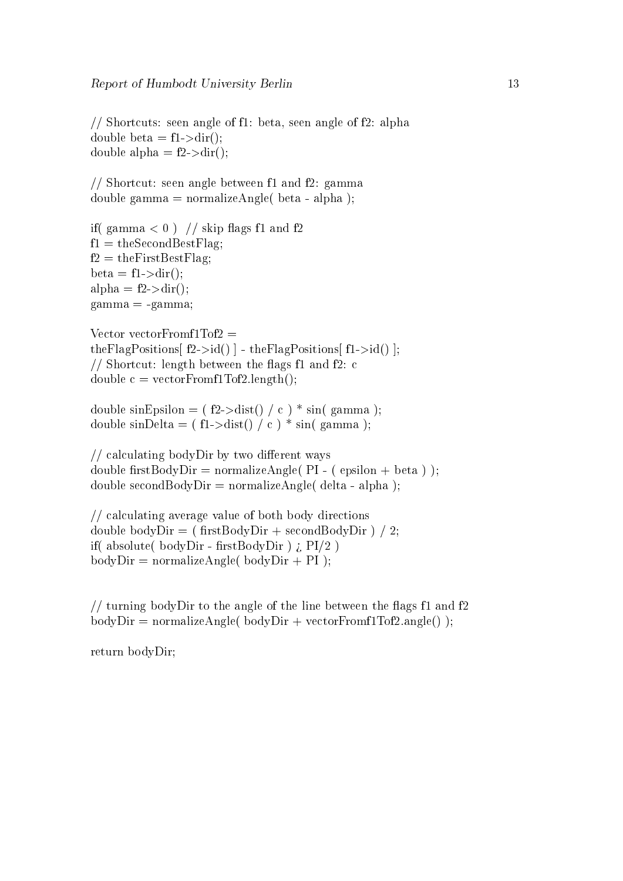```
// Shortcuts: seen angle of f1: beta, seen angle of f2: alpha
double beta = f1->dir();
double alpha = f2->dir();

// Shortcut: seen angle between f1 and f2: gamma
double gamma = normalizeAngle( beta - alpha );

if( gamma < 0 ) // skip flags f1 and f2
f1 = theSecondBestFlag;
f2 = theFirstBestFlag;
beta = f1->dir();
alpha = f2->dir();
gamma = -gamma;

Vector vectorFromf1Tof2 =
theFlagPositions[ f2->id() ] - theFlagPositions[ f1->id() ];
// Shortcut: length between the flags f1 and f2: c
double c = vectorFromf1Tof2.length();

double sinEpsilon = ( f2->dist() / c ) * sin( gamma );
double sinDelta = ( f1->dist() / c ) * sin( gamma );

// calculating bodyDir by two different ways
double firstBodyDir = normalizeAngle( PI - ( epsilon + beta ) );
double secondBodyDir = normalizeAngle( delta - alpha );

// calculating average value of both body directions
double bodyDir = ( firstBodyDir + secondBodyDir ) / 2;
if( absolute( bodyDir - firstBodyDir ) ¿ PI/2 )
bodyDir = normalizeAngle( bodyDir + PI );


// turning bodyDir to the angle of the line between the flags f1 and f2
bodyDir = normalizeAngle( bodyDir + vectorFromf1Tof2.angle() );

return bodyDir;
```